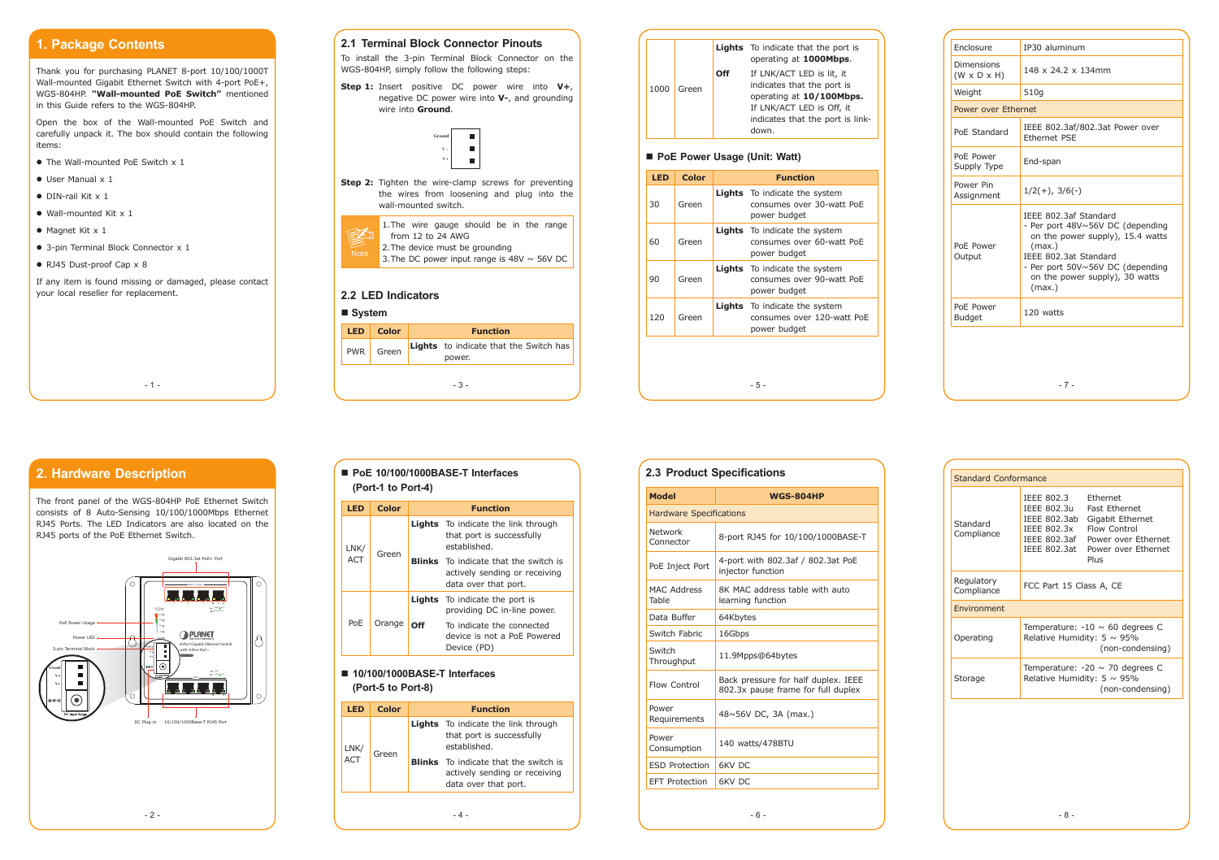# 1. Package Contents

Thank you for purchasing PLANET 8-port 10/100/1000T Wall-mounted Gigabit Ethernet Switch with 4-port PoE+, WGS-804HP. **"Wall-mounted PoE Switch"** mentioned in this Guide refers to the WGS-804HP.

Open the box of the Wall-mounted PoE Switch and carefully unpack it. The box should contain the following items:

- The Wall-mounted PoE Switch x 1
- User Manual x 1
- DIN-rail Kit x 1
- Wall-mounted Kit x 1
- Magnet Kit x 1
- 3-pin Terminal Block Connector x 1
- RJ45 Dust-proof Cap x 8

If any item is found missing or damaged, please contact your local reseller for replacement.

# 2. Hardware Description

The front panel of the WGS-804HP PoE Ethernet Switch consists of 8 Auto-Sensing 10/100/1000Mbps Ethernet RJ45 Ports. The LED Indicators are also located on the RJ45 ports of the PoE Ethernet Switch.

Gigabit 802.3at PoE+ Port

PoE Power Usage

Power LED

3-pin Terminal Block

DC Plug-in

10/100/1000Base-T RJ45 Port

## 2.1 Terminal Block Connector Pinouts

To install the 3-pin Terminal Block Connector on the WGS-804HP, simply follow the following steps:

**Step 1:** Insert positive DC power wire into **V+**, negative DC power wire into **V-**, and grounding wire into **Ground**.

Ground

V -

V +

**Step 2:** Tighten the wire-clamp screws for preventing the wires from loosening and plug into the wall-mounted switch.

Note

1. The wire gauge should be in the range from 12 to 24 AWG
2. The device must be grounding
3. The DC power input range is 48V ~ 56V DC

## 2.2 LED Indicators

■ **System**

| LED | Color | Function | |
|---|---|---|---|
| PWR | Green | **Lights** | to indicate that the Switch has power. |

■ **PoE 10/100/1000BASE-T Interfaces (Port-1 to Port-4)**

| LED | Color | Function | |
|---|---|---|---|
| LNK/ACT | Green | **Lights** | To indicate the link through that port is successfully established. |
| | | **Blinks** | To indicate that the switch is actively sending or receiving data over that port. |
| PoE | Orange | **Lights** | To indicate the port is providing DC in-line power. |
| | | **Off** | To indicate the connected device is not a PoE Powered Device (PD) |

■ **10/100/1000BASE-T Interfaces (Port-5 to Port-8)**

| LED | Color | Function | |
|---|---|---|---|
| LNK/ACT | Green | **Lights** | To indicate the link through that port is successfully established. |
| | | **Blinks** | To indicate that the switch is actively sending or receiving data over that port. |
| 1000 | Green | **Lights** | To indicate that the port is operating at **1000Mbps**. |
| | | **Off** | If LNK/ACT LED is lit, it indicates that the port is operating at **10/100Mbps.** If LNK/ACT LED is Off, it indicates that the port is link-down. |

■ **PoE Power Usage (Unit: Watt)**

| LED | Color | Function | |
|---|---|---|---|
| 30 | Green | **Lights** | To indicate the system consumes over 30-watt PoE power budget |
| 60 | Green | **Lights** | To indicate the system consumes over 60-watt PoE power budget |
| 90 | Green | **Lights** | To indicate the system consumes over 90-watt PoE power budget |
| 120 | Green | **Lights** | To indicate the system consumes over 120-watt PoE power budget |

## 2.3 Product Specifications

| Model | WGS-804HP |
|---|---|
| **Hardware Specifications** | |
| Network Connector | 8-port RJ45 for 10/100/1000BASE-T |
| PoE Inject Port | 4-port with 802.3af / 802.3at PoE injector function |
| MAC Address Table | 8K MAC address table with auto learning function |
| Data Buffer | 64Kbytes |
| Switch Fabric | 16Gbps |
| Switch Throughput | 11.9Mpps@64bytes |
| Flow Control | Back pressure for half duplex. IEEE 802.3x pause frame for full duplex |
| Power Requirements | 48~56V DC, 3A (max.) |
| Power Consumption | 140 watts/478BTU |
| ESD Protection | 6KV DC |
| EFT Protection | 6KV DC |
| Enclosure | IP30 aluminum |
| Dimensions (W x D x H) | 148 x 24.2 x 134mm |
| Weight | 510g |
| **Power over Ethernet** | |
| PoE Standard | IEEE 802.3af/802.3at Power over Ethernet PSE |
| PoE Power Supply Type | End-span |
| Power Pin Assignment | 1/2(+), 3/6(-) |
| PoE Power Output | IEEE 802.3af Standard<br>- Per port 48V~56V DC (depending on the power supply), 15.4 watts (max.)<br>IEEE 802.3at Standard<br>- Per port 50V~56V DC (depending on the power supply), 30 watts (max.) |
| PoE Power Budget | 120 watts |
| **Standard Conformance** | |
| Standard Compliance | IEEE 802.3 Ethernet<br>IEEE 802.3u Fast Ethernet<br>IEEE 802.3ab Gigabit Ethernet<br>IEEE 802.3x Flow Control<br>IEEE 802.3af Power over Ethernet<br>IEEE 802.3at Power over Ethernet Plus |
| Regulatory Compliance | FCC Part 15 Class A, CE |
| **Environment** | |
| Operating | Temperature: -10 ~ 60 degrees C<br>Relative Humidity: 5 ~ 95% (non-condensing) |
| Storage | Temperature: -20 ~ 70 degrees C<br>Relative Humidity: 5 ~ 95% (non-condensing) |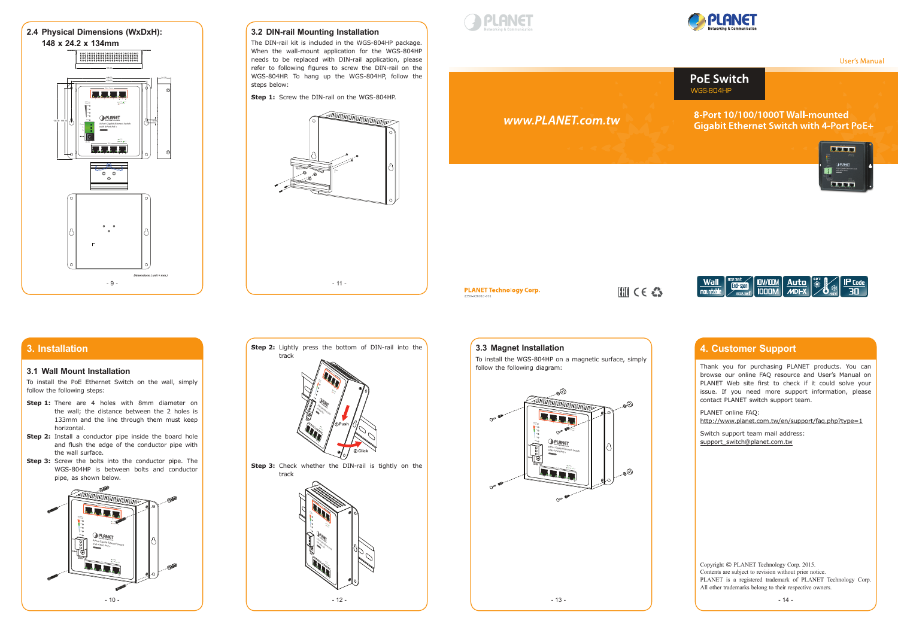## 2.4 Physical Dimensions (WxDxH):

148 x 24.2 x 134mm

*Dimensions ( unit = mm )*

## 3.2 DIN-rail Mounting Installation

The DIN-rail kit is included in the WGS-804HP package. When the wall-mount application for the WGS-804HP needs to be replaced with DIN-rail application, please refer to following figures to screw the DIN-rail on the WGS-804HP. To hang up the WGS-804HP, follow the steps below:

**Step 1:** Screw the DIN-rail on the WGS-804HP.

PLANET Networking & Communication

User's Manual

**PoE Switch**

WGS-804HP

www.PLANET.com.tw

**8-Port 10/100/1000T Wall-mounted Gigabit Ethernet Switch with 4-Port PoE+**

PLANET Technology Corp.

2350-A36010-001

Wall mountable | 802.3at End-span 802.3af | 10M/100M 1000M | Auto MDI-X | 60°C -10°C | IP Code 30

# 3. Installation

## 3.1 Wall Mount Installation

To install the PoE Ethernet Switch on the wall, simply follow the following steps:

**Step 1:** There are 4 holes with 8mm diameter on the wall; the distance between the 2 holes is 133mm and the line through them must keep horizontal.

**Step 2:** Install a conductor pipe inside the board hole and flush the edge of the conductor pipe with the wall surface.

**Step 3:** Screw the bolts into the conductor pipe. The WGS-804HP is between bolts and conductor pipe, as shown below.

**Step 2:** Lightly press the bottom of DIN-rail into the track

①Push

②Click

**Step 3:** Check whether the DIN-rail is tightly on the track

## 3.3 Magnet Installation

To install the WGS-804HP on a magnetic surface, simply follow the following diagram:

# 4. Customer Support

Thank you for purchasing PLANET products. You can browse our online FAQ resource and User's Manual on PLANET Web site first to check if it could solve your issue. If you need more support information, please contact PLANET switch support team.

PLANET online FAQ:
http://www.planet.com.tw/en/support/faq.php?type=1

Switch support team mail address:
support_switch@planet.com.tw

Copyright © PLANET Technology Corp. 2015.
Contents are subject to revision without prior notice.
PLANET is a registered trademark of PLANET Technology Corp. All other trademarks belong to their respective owners.